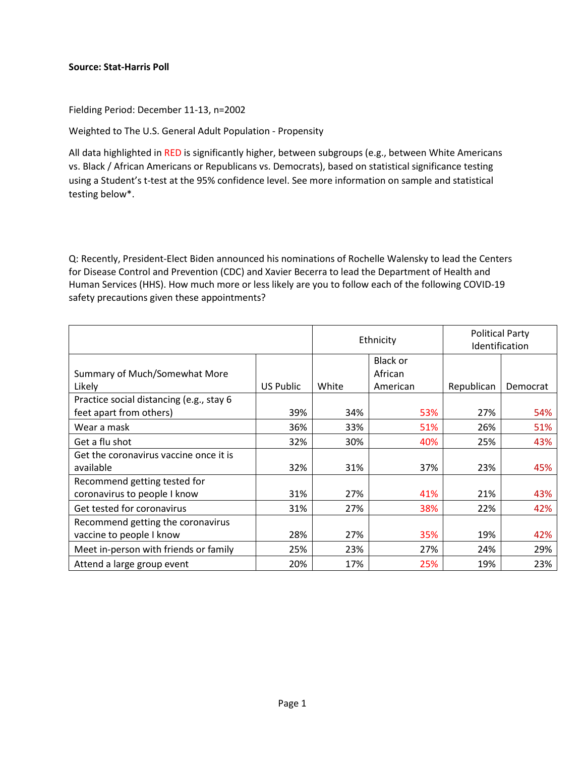**Source: Stat-Harris Poll**

Fielding Period: December 11-13, n=2002

Weighted to The U.S. General Adult Population - Propensity

All data highlighted in RED is significantly higher, between subgroups (e.g., between White Americans vs. Black / African Americans or Republicans vs. Democrats), based on statistical significance testing using a Student's t-test at the 95% confidence level. See more information on sample and statistical testing below*.

Q: Recently, President-Elect Biden announced his nominations of Rochelle Walensky to lead the Centers for Disease Control and Prevention (CDC) and Xavier Becerra to lead the Department of Health and Human Services (HHS). How much more or less likely are you to follow each of the following COVID-19 safety precautions given these appointments?

| | | Ethnicity | | Political Party Identification | |
|---|---|---|---|---|---|
| Summary of Much/Somewhat More Likely | US Public | White | Black or African American | Republican | Democrat |
| Practice social distancing (e.g., stay 6 feet apart from others) | 39% | 34% | 53% | 27% | 54% |
| Wear a mask | 36% | 33% | 51% | 26% | 51% |
| Get a flu shot | 32% | 30% | 40% | 25% | 43% |
| Get the coronavirus vaccine once it is available | 32% | 31% | 37% | 23% | 45% |
| Recommend getting tested for coronavirus to people I know | 31% | 27% | 41% | 21% | 43% |
| Get tested for coronavirus | 31% | 27% | 38% | 22% | 42% |
| Recommend getting the coronavirus vaccine to people I know | 28% | 27% | 35% | 19% | 42% |
| Meet in-person with friends or family | 25% | 23% | 27% | 24% | 29% |
| Attend a large group event | 20% | 17% | 25% | 19% | 23% |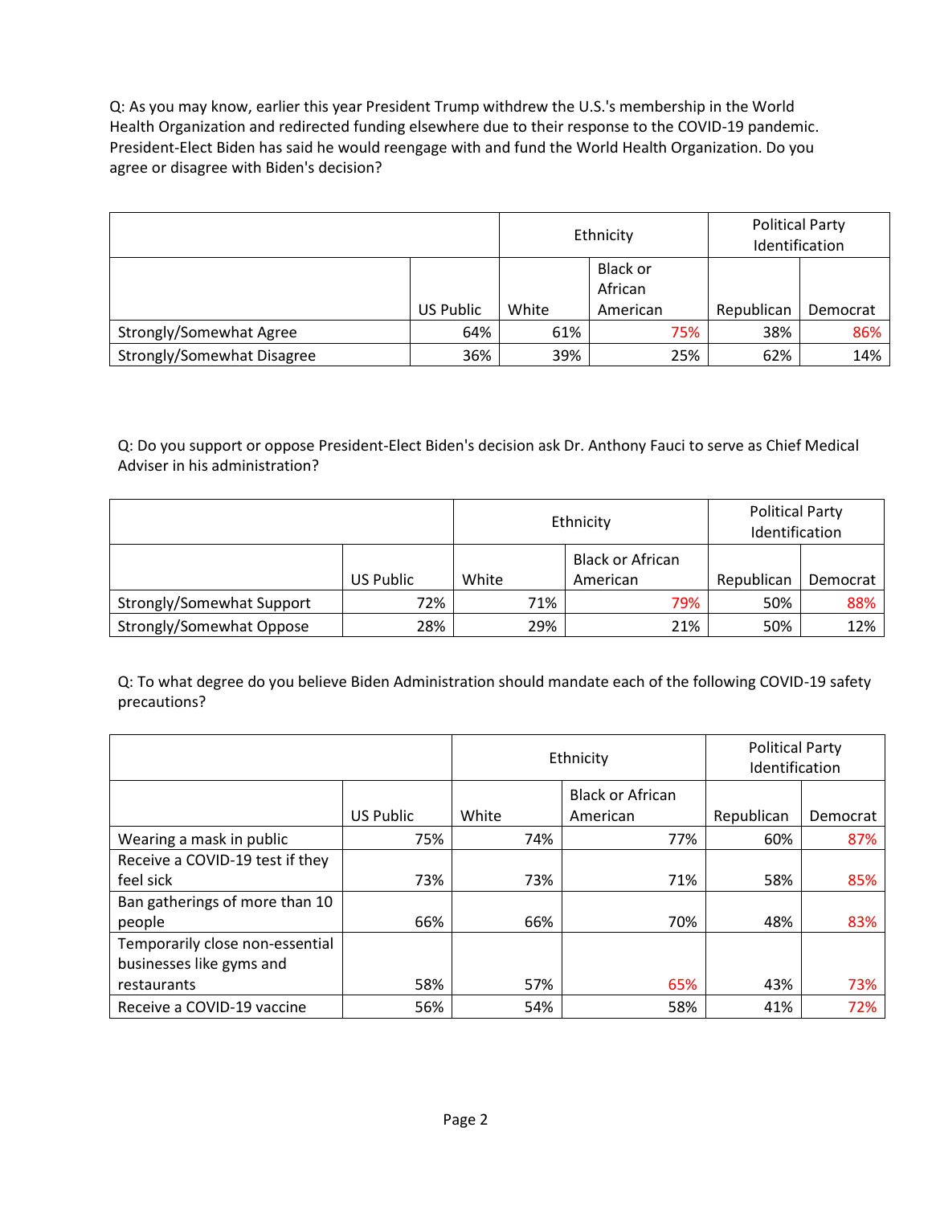Q: As you may know, earlier this year President Trump withdrew the U.S.'s membership in the World Health Organization and redirected funding elsewhere due to their response to the COVID-19 pandemic. President-Elect Biden has said he would reengage with and fund the World Health Organization. Do you agree or disagree with Biden's decision?

| | | Ethnicity | | Political Party Identification | |
|---|---|---|---|---|---|
| | US Public | White | Black or African American | Republican | Democrat |
| Strongly/Somewhat Agree | 64% | 61% | 75% | 38% | 86% |
| Strongly/Somewhat Disagree | 36% | 39% | 25% | 62% | 14% |

Q: Do you support or oppose President-Elect Biden's decision ask Dr. Anthony Fauci to serve as Chief Medical Adviser in his administration?

| | | Ethnicity | | Political Party Identification | |
|---|---|---|---|---|---|
| | US Public | White | Black or African American | Republican | Democrat |
| Strongly/Somewhat Support | 72% | 71% | 79% | 50% | 88% |
| Strongly/Somewhat Oppose | 28% | 29% | 21% | 50% | 12% |

Q: To what degree do you believe Biden Administration should mandate each of the following COVID-19 safety precautions?

| | | Ethnicity | | Political Party Identification | |
|---|---|---|---|---|---|
| | US Public | White | Black or African American | Republican | Democrat |
| Wearing a mask in public | 75% | 74% | 77% | 60% | 87% |
| Receive a COVID-19 test if they feel sick | 73% | 73% | 71% | 58% | 85% |
| Ban gatherings of more than 10 people | 66% | 66% | 70% | 48% | 83% |
| Temporarily close non-essential businesses like gyms and restaurants | 58% | 57% | 65% | 43% | 73% |
| Receive a COVID-19 vaccine | 56% | 54% | 58% | 41% | 72% |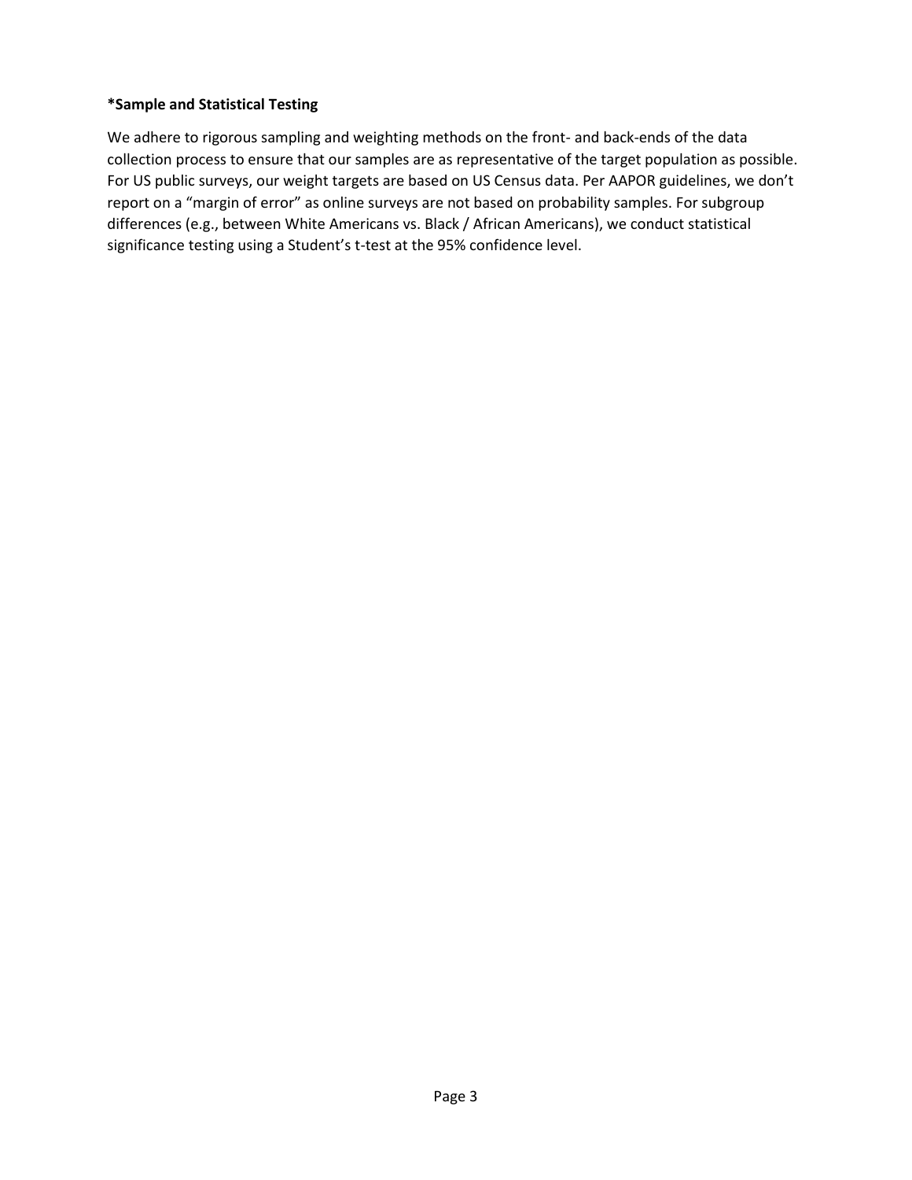**\*Sample and Statistical Testing**

We adhere to rigorous sampling and weighting methods on the front- and back-ends of the data collection process to ensure that our samples are as representative of the target population as possible. For US public surveys, our weight targets are based on US Census data. Per AAPOR guidelines, we don't report on a "margin of error" as online surveys are not based on probability samples. For subgroup differences (e.g., between White Americans vs. Black / African Americans), we conduct statistical significance testing using a Student's t-test at the 95% confidence level.